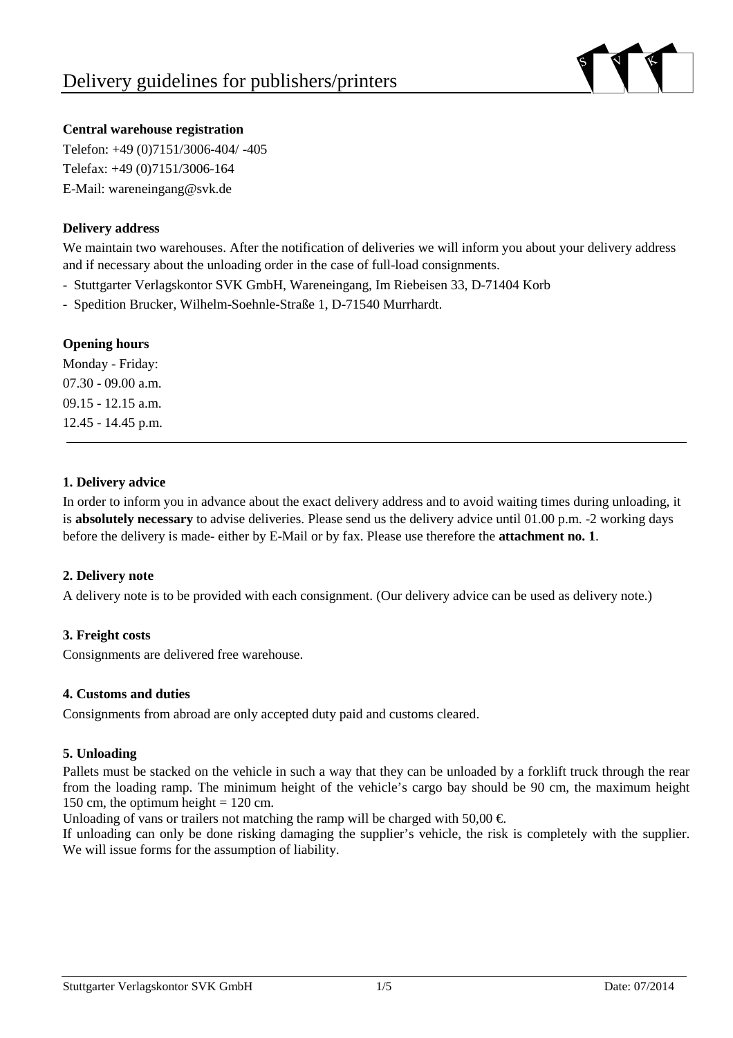# Delivery guidelines for publishers/printers

**Central warehouse registration**

Telefon: +49 (0)7151/3006-404/ -405

Telefax: +49 (0)7151/3006-164

E-Mail: wareneingang@svk.de

**Delivery address**

We maintain two warehouses. After the notification of deliveries we will inform you about your delivery address and if necessary about the unloading order in the case of full-load consignments.

- Stuttgarter Verlagskontor SVK GmbH, Wareneingang, Im Riebeisen 33, D-71404 Korb
- Spedition Brucker, Wilhelm-Soehnle-Straße 1, D-71540 Murrhardt.

**Opening hours**

Monday - Friday:

07.30 - 09.00 a.m.

09.15 - 12.15 a.m.

12.45 - 14.45 p.m.

---

**1. Delivery advice**

In order to inform you in advance about the exact delivery address and to avoid waiting times during unloading, it is **absolutely necessary** to advise deliveries. Please send us the delivery advice until 01.00 p.m. -2 working days before the delivery is made- either by E-Mail or by fax. Please use therefore the **attachment no. 1**.

**2. Delivery note**

A delivery note is to be provided with each consignment. (Our delivery advice can be used as delivery note.)

**3. Freight costs**

Consignments are delivered free warehouse.

**4. Customs and duties**

Consignments from abroad are only accepted duty paid and customs cleared.

**5. Unloading**

Pallets must be stacked on the vehicle in such a way that they can be unloaded by a forklift truck through the rear from the loading ramp. The minimum height of the vehicle's cargo bay should be 90 cm, the maximum height 150 cm, the optimum height = 120 cm.

Unloading of vans or trailers not matching the ramp will be charged with 50,00 €.

If unloading can only be done risking damaging the supplier's vehicle, the risk is completely with the supplier. We will issue forms for the assumption of liability.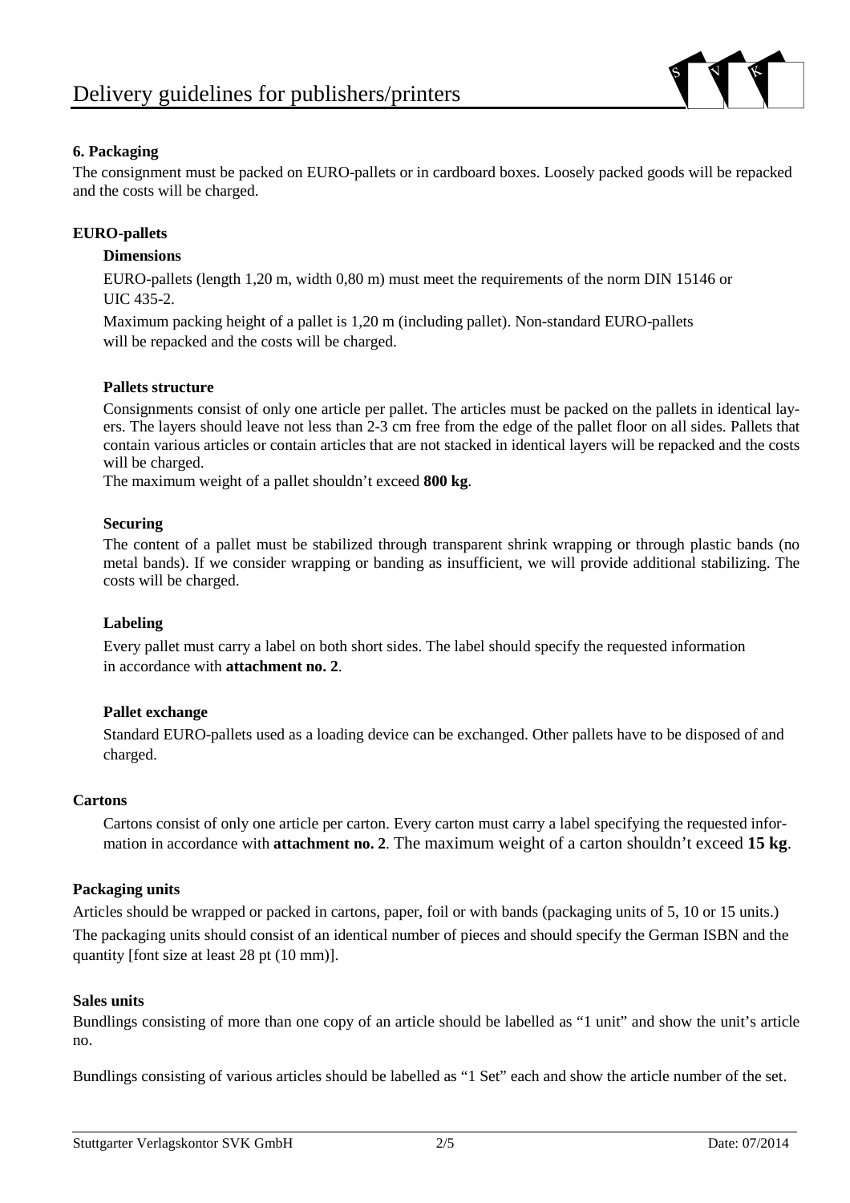## 6. Packaging

The consignment must be packed on EURO-pallets or in cardboard boxes. Loosely packed goods will be repacked and the costs will be charged.

### EURO-pallets

#### Dimensions

EURO-pallets (length 1,20 m, width 0,80 m) must meet the requirements of the norm DIN 15146 or UIC 435-2.

Maximum packing height of a pallet is 1,20 m (including pallet). Non-standard EURO-pallets will be repacked and the costs will be charged.

#### Pallets structure

Consignments consist of only one article per pallet. The articles must be packed on the pallets in identical layers. The layers should leave not less than 2-3 cm free from the edge of the pallet floor on all sides. Pallets that contain various articles or contain articles that are not stacked in identical layers will be repacked and the costs will be charged.

The maximum weight of a pallet shouldn't exceed **800 kg**.

#### Securing

The content of a pallet must be stabilized through transparent shrink wrapping or through plastic bands (no metal bands). If we consider wrapping or banding as insufficient, we will provide additional stabilizing. The costs will be charged.

#### Labeling

Every pallet must carry a label on both short sides. The label should specify the requested information in accordance with **attachment no. 2**.

#### Pallet exchange

Standard EURO-pallets used as a loading device can be exchanged. Other pallets have to be disposed of and charged.

### Cartons

Cartons consist of only one article per carton. Every carton must carry a label specifying the requested information in accordance with **attachment no. 2**. The maximum weight of a carton shouldn't exceed **15 kg**.

### Packaging units

Articles should be wrapped or packed in cartons, paper, foil or with bands (packaging units of 5, 10 or 15 units.)

The packaging units should consist of an identical number of pieces and should specify the German ISBN and the quantity [font size at least 28 pt (10 mm)].

### Sales units

Bundlings consisting of more than one copy of an article should be labelled as "1 unit" and show the unit's article no.

Bundlings consisting of various articles should be labelled as "1 Set" each and show the article number of the set.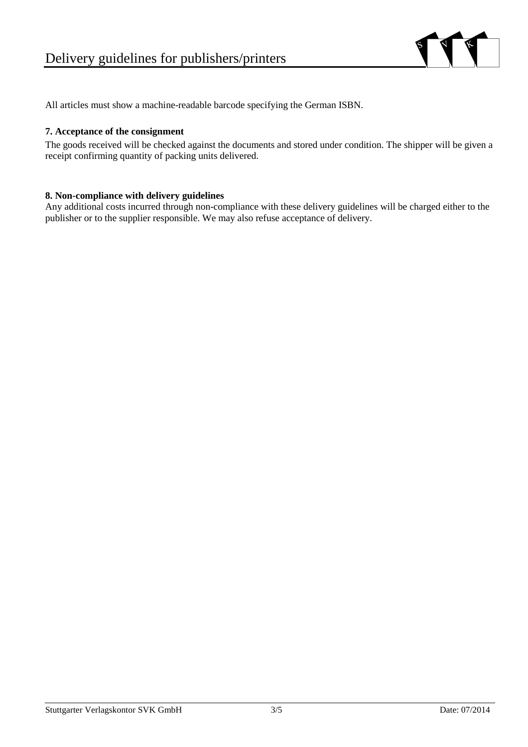All articles must show a machine-readable barcode specifying the German ISBN.

**7. Acceptance of the consignment**

The goods received will be checked against the documents and stored under condition. The shipper will be given a receipt confirming quantity of packing units delivered.

**8. Non-compliance with delivery guidelines**

Any additional costs incurred through non-compliance with these delivery guidelines will be charged either to the publisher or to the supplier responsible. We may also refuse acceptance of delivery.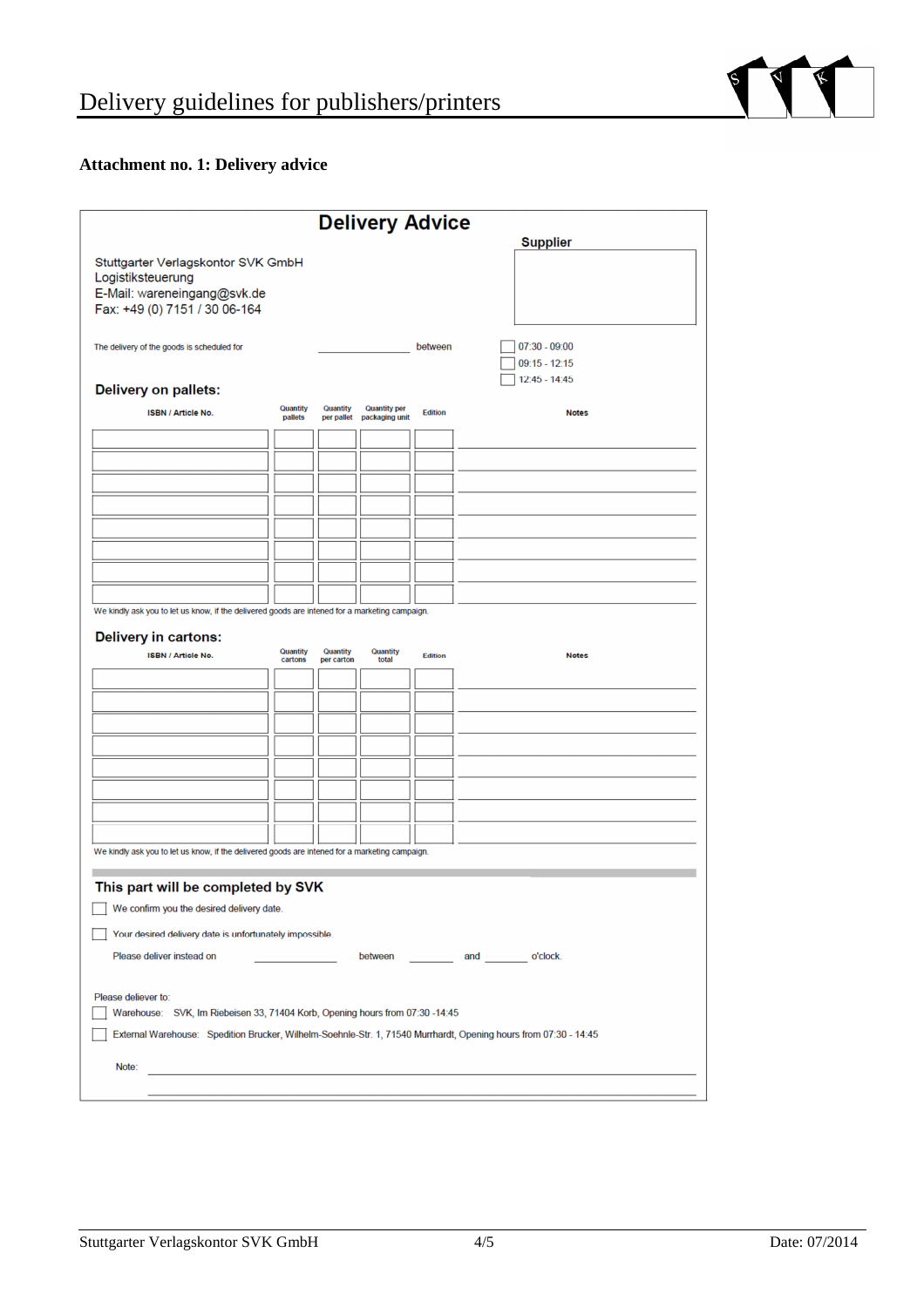**Attachment no. 1: Delivery advice**

# Delivery Advice

Stuttgarter Verlagskontor SVK GmbH
Logistiksteuerung
E-Mail: wareneingang@svk.de
Fax: +49 (0) 7151 / 30 06-164

**Supplier**

The delivery of the goods is scheduled for ______________ between

- [ ] 07:30 - 09:00
- [ ] 09:15 - 12:15
- [ ] 12:45 - 14:45

## Delivery on pallets:

| ISBN / Article No. | Quantity pallets | Quantity per pallet | Quantity per packaging unit | Edition | Notes |
|---|---|---|---|---|---|
| | | | | | |
| | | | | | |
| | | | | | |
| | | | | | |
| | | | | | |
| | | | | | |
| | | | | | |
| | | | | | |

We kindly ask you to let us know, if the delivered goods are intened for a marketing campaign.

## Delivery in cartons:

| ISBN / Article No. | Quantity cartons | Quantity per carton | Quantity total | Edition | Notes |
|---|---|---|---|---|---|
| | | | | | |
| | | | | | |
| | | | | | |
| | | | | | |
| | | | | | |
| | | | | | |
| | | | | | |
| | | | | | |

We kindly ask you to let us know, if the delivered goods are intened for a marketing campaign.

## This part will be completed by SVK

- [ ] We confirm you the desired delivery date.
- [ ] Your desired delivery date is unfortunately impossible.

Please deliver instead on ______________ between ________ and ________ o'clock.

Please deliever to:

- [ ] Warehouse: SVK, Im Riebeisen 33, 71404 Korb, Opening hours from 07:30 -14:45
- [ ] External Warehouse: Spedition Brucker, Wilhelm-Soehnle-Str. 1, 71540 Murrhardt, Opening hours from 07:30 - 14:45

Note: ______________________________________________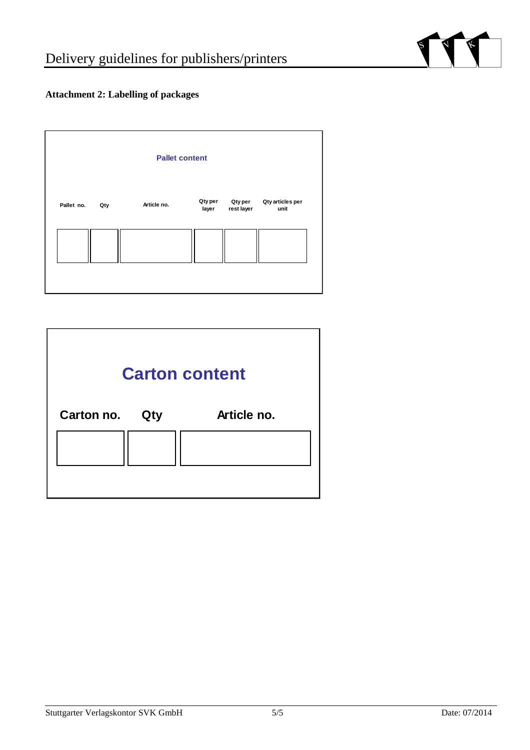**Attachment 2: Labelling of packages**

**Pallet content**

| Pallet no. | Qty | Article no. | Qty per layer | Qty per rest layer | Qty articles per unit |
|---|---|---|---|---|---|
| | | | | | |

**Carton content**

| Carton no. | Qty | Article no. |
|---|---|---|
| | | |